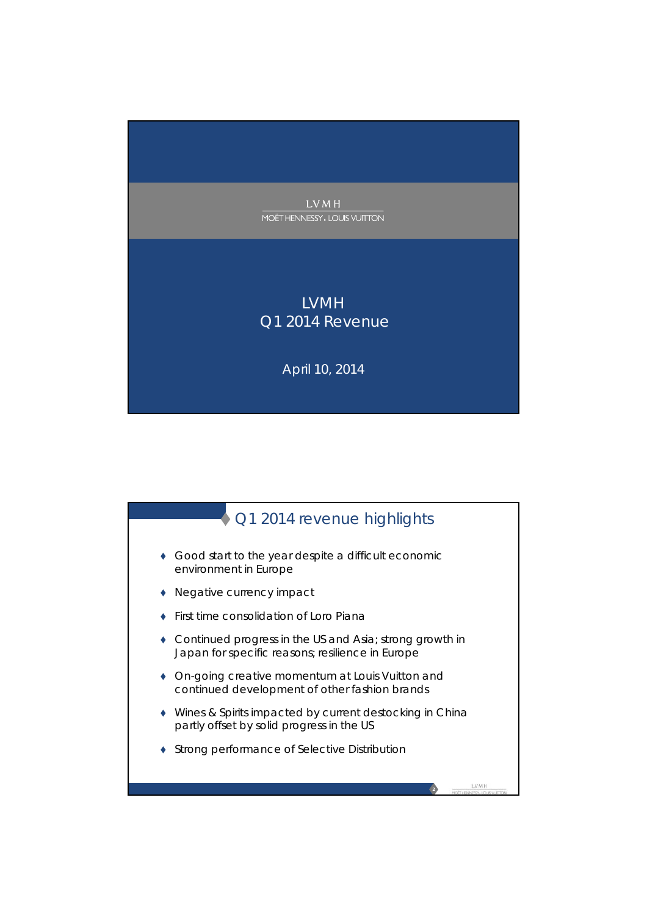LVMH
MOËT HENNESSY. LOUIS VUITTON

# LVMH
# Q1 2014 Revenue

April 10, 2014

## Q1 2014 revenue highlights

- Good start to the year despite a difficult economic environment in Europe
- Negative currency impact
- First time consolidation of Loro Piana
- Continued progress in the US and Asia; strong growth in Japan for specific reasons; resilience in Europe
- On-going creative momentum at Louis Vuitton and continued development of other fashion brands
- Wines & Spirits impacted by current destocking in China partly offset by solid progress in the US
- Strong performance of Selective Distribution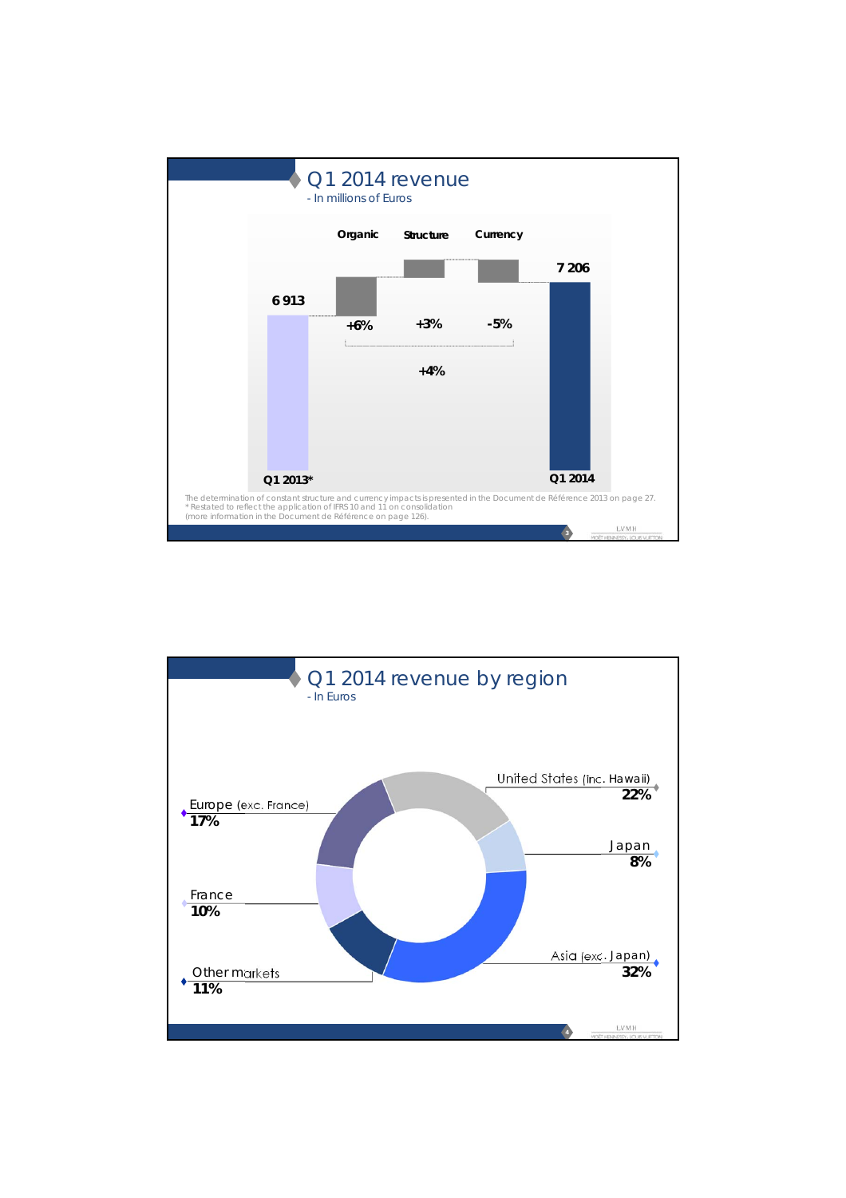# Q1 2014 revenue

- In millions of Euros

| | Q1 2013* | Organic | Structure | Currency | Q1 2014 |
|---|---|---|---|---|---|
| Revenue | 6 913 | | | | 7 206 |
| Change | | +6% | +3% | -5% | |

Total organic + structure + currency: +4%

The determination of constant structure and currency impacts is presented in the Document de Référence 2013 on page 27.
* Restated to reflect the application of IFRS 10 and 11 on consolidation
(more information in the Document de Référence on page 126).

# Q1 2014 revenue by region

- In Euros

| Region | Share |
|---|---|
| United States (inc. Hawaii) | 22% |
| Japan | 8% |
| Asia (exc. Japan) | 32% |
| Europe (exc. France) | 17% |
| France | 10% |
| Other markets | 11% |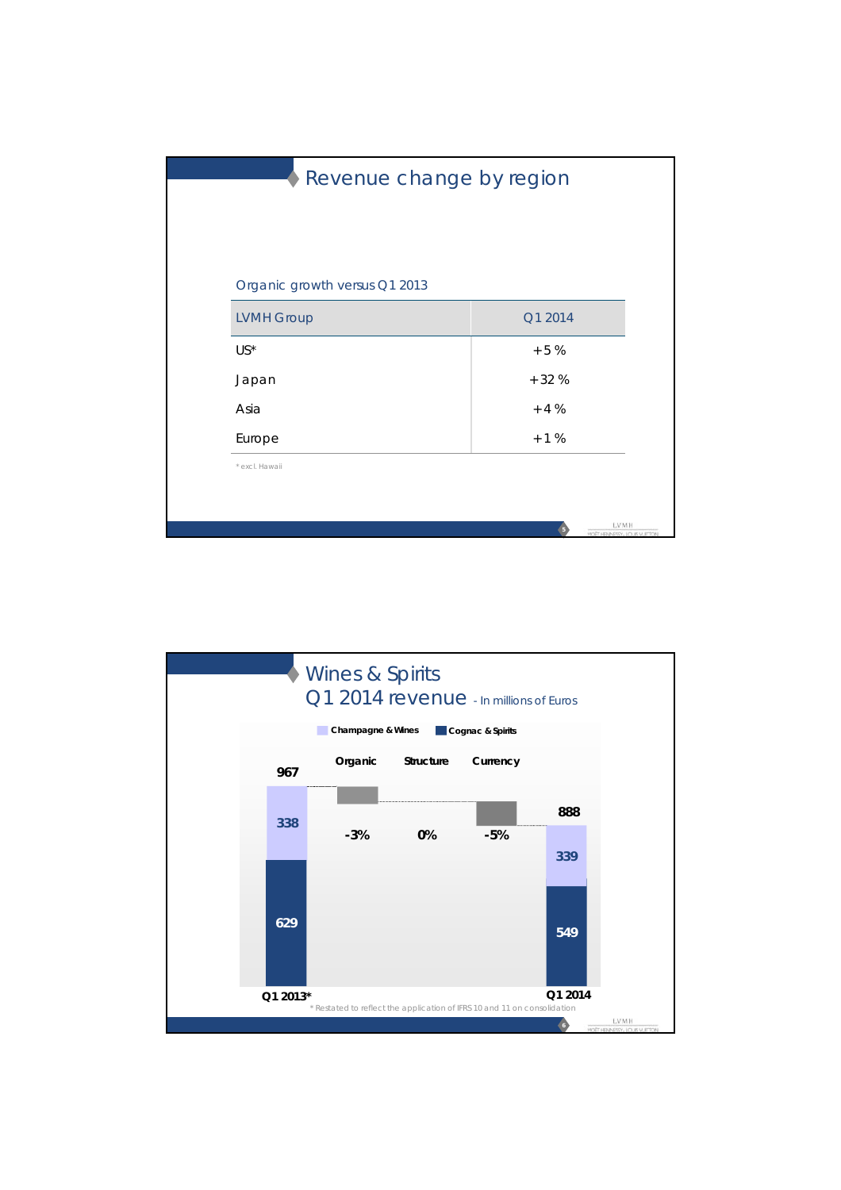## Revenue change by region

Organic growth versus Q1 2013

| LVMH Group | Q1 2014 |
|---|---|
| US* | +5 % |
| Japan | +32 % |
| Asia | +4 % |
| Europe | +1 % |

* excl. Hawaii

## Wines & Spirits
## Q1 2014 revenue - In millions of Euros

Champagne & Wines | Cognac & Spirits

| | Q1 2013* | Organic | Structure | Currency | Q1 2014 |
|---|---|---|---|---|---|
| Total | 967 | -3% | 0% | -5% | 888 |
| Champagne & Wines | 338 | | | | 339 |
| Cognac & Spirits | 629 | | | | 549 |

* Restated to reflect the application of IFRS 10 and 11 on consolidation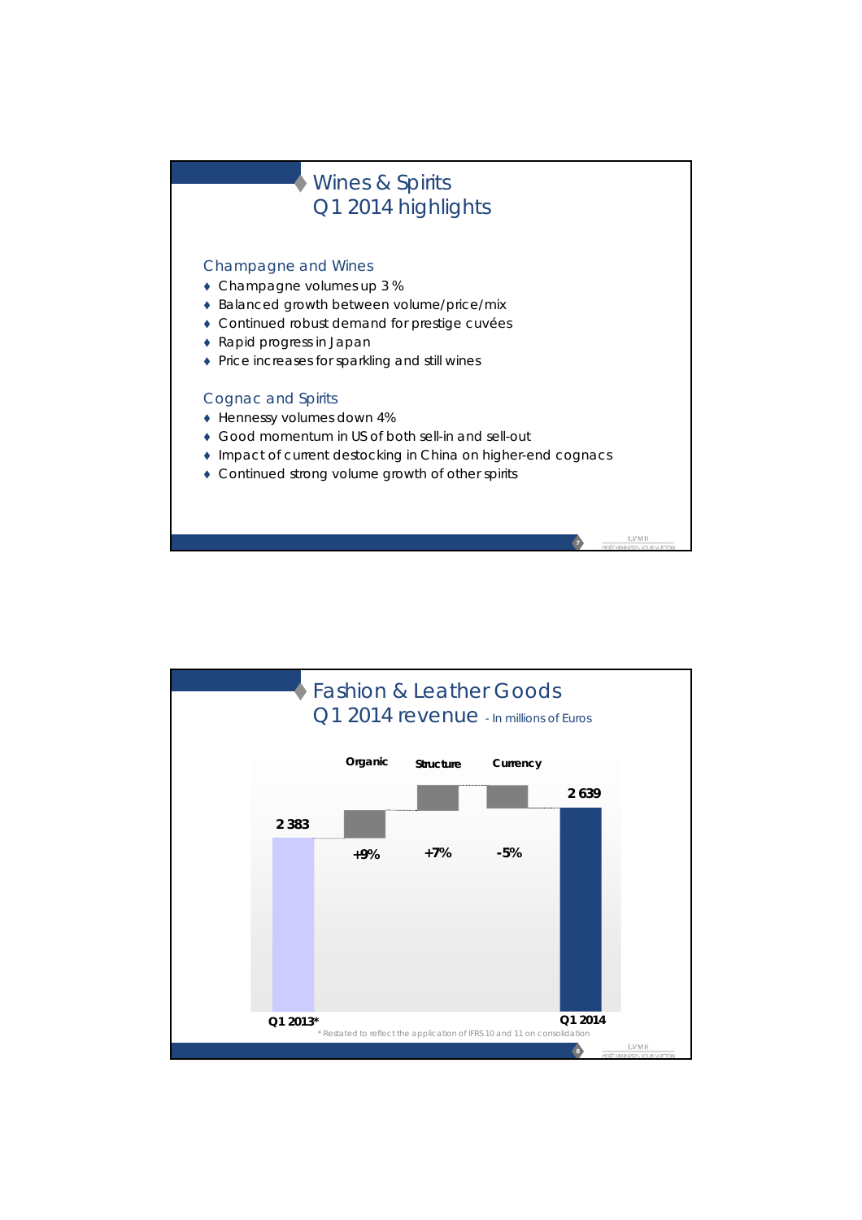## Wines & Spirits
## Q1 2014 highlights

### Champagne and Wines

- Champagne volumes up 3 %
- Balanced growth between volume/price/mix
- Continued robust demand for prestige cuvées
- Rapid progress in Japan
- Price increases for sparkling and still wines

### Cognac and Spirits

- Hennessy volumes down 4%
- Good momentum in US of both sell-in and sell-out
- Impact of current destocking in China on higher-end cognacs
- Continued strong volume growth of other spirits

## Fashion & Leather Goods
## Q1 2014 revenue - In millions of Euros

| Q1 2013* | Organic | Structure | Currency | Q1 2014 |
|---|---|---|---|---|
| 2 383 | +9% | +7% | -5% | 2 639 |

\* Restated to reflect the application of IFRS 10 and 11 on consolidation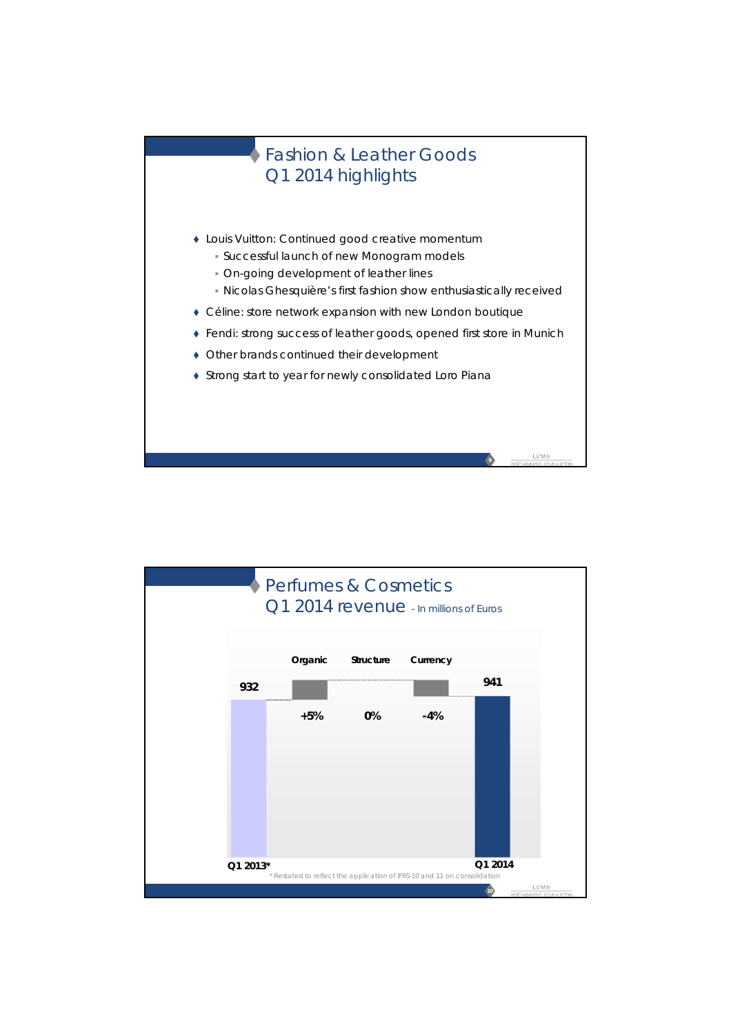## Fashion & Leather Goods
## Q1 2014 highlights

- Louis Vuitton: Continued good creative momentum
  - Successful launch of new Monogram models
  - On-going development of leather lines
  - Nicolas Ghesquière's first fashion show enthusiastically received
- Céline: store network expansion with new London boutique
- Fendi: strong success of leather goods, opened first store in Munich
- Other brands continued their development
- Strong start to year for newly consolidated Loro Piana

## Perfumes & Cosmetics
## Q1 2014 revenue - In millions of Euros

| Q1 2013* | Organic | Structure | Currency | Q1 2014 |
|---|---|---|---|---|
| 932 | +5% | 0% | -4% | 941 |

* Restated to reflect the application of IFRS 10 and 11 on consolidation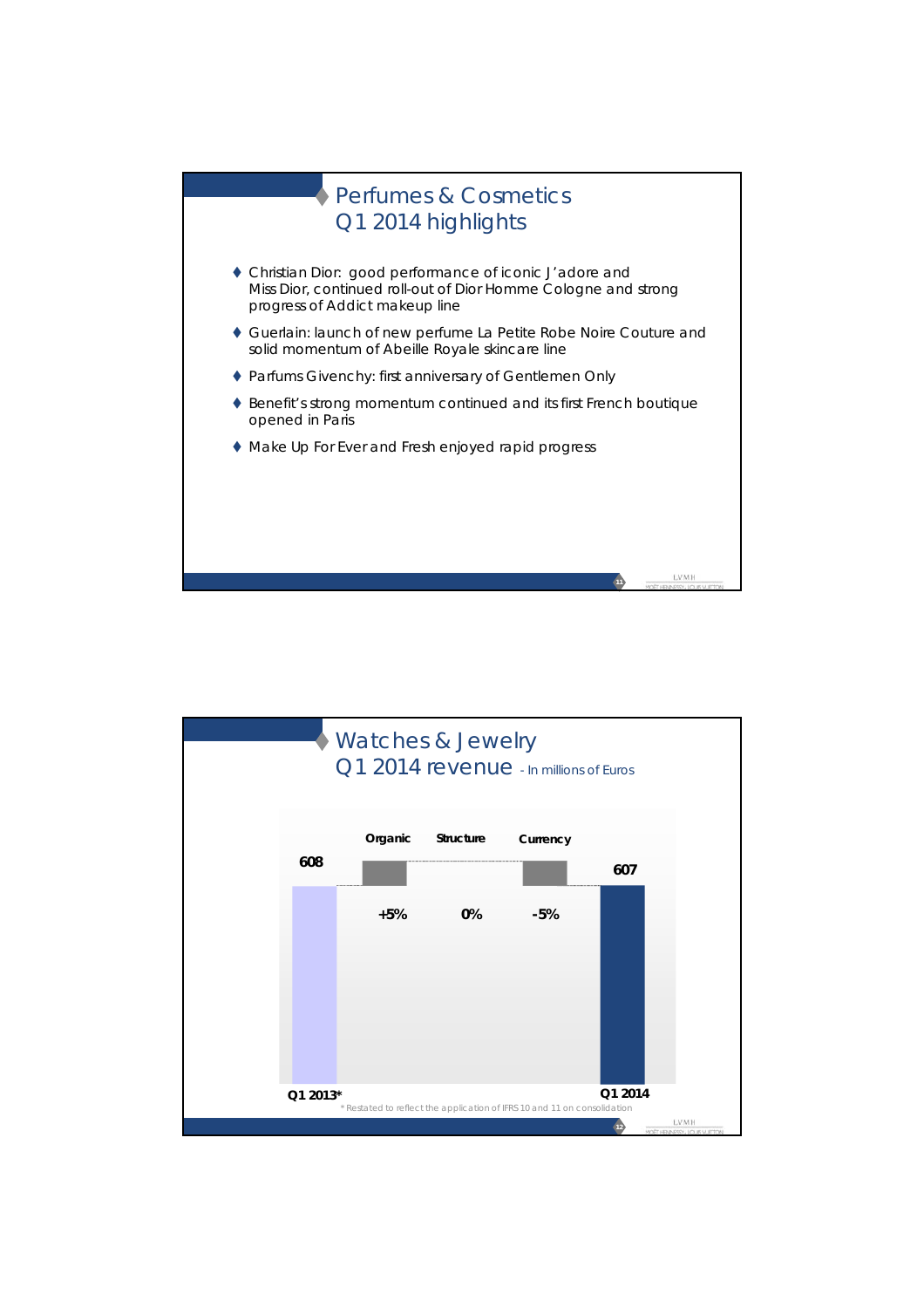## Perfumes & Cosmetics
## Q1 2014 highlights

- Christian Dior: good performance of iconic J'adore and Miss Dior, continued roll-out of Dior Homme Cologne and strong progress of Addict makeup line
- Guerlain: launch of new perfume La Petite Robe Noire Couture and solid momentum of Abeille Royale skincare line
- Parfums Givenchy: first anniversary of Gentlemen Only
- Benefit's strong momentum continued and its first French boutique opened in Paris
- Make Up For Ever and Fresh enjoyed rapid progress

## Watches & Jewelry
## Q1 2014 revenue - In millions of Euros

| Q1 2013* | Organic | Structure | Currency | Q1 2014 |
|---|---|---|---|---|
| 608 | +5% | 0% | -5% | 607 |

\* Restated to reflect the application of IFRS 10 and 11 on consolidation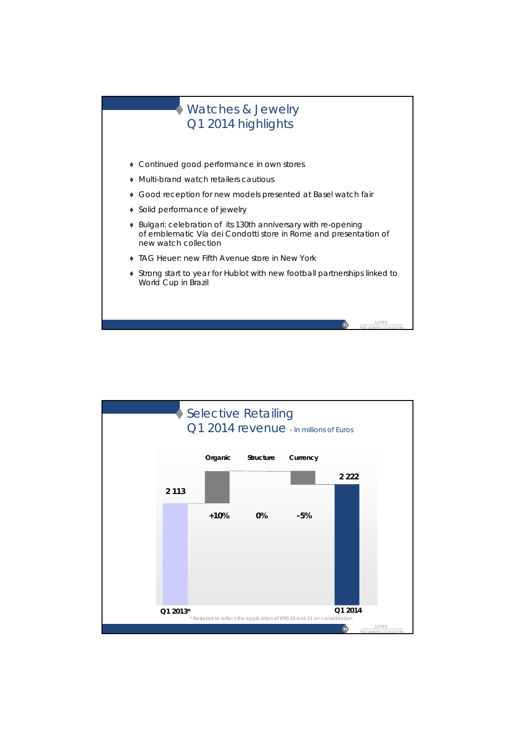## Watches & Jewelry
## Q1 2014 highlights

- Continued good performance in own stores
- Multi-brand watch retailers cautious
- Good reception for new models presented at Basel watch fair
- Solid performance of jewelry
- Bulgari: celebration of its 130th anniversary with re-opening of emblematic Via dei Condotti store in Rome and presentation of new watch collection
- TAG Heuer: new Fifth Avenue store in New York
- Strong start to year for Hublot with new football partnerships linked to World Cup in Brazil

## Selective Retailing
## Q1 2014 revenue - In millions of Euros

| Q1 2013* | Organic | Structure | Currency | Q1 2014 |
|---|---|---|---|---|
| 2 113 | +10% | 0% | -5% | 2 222 |

\* Restated to reflect the application of IFRS 10 and 11 on consolidation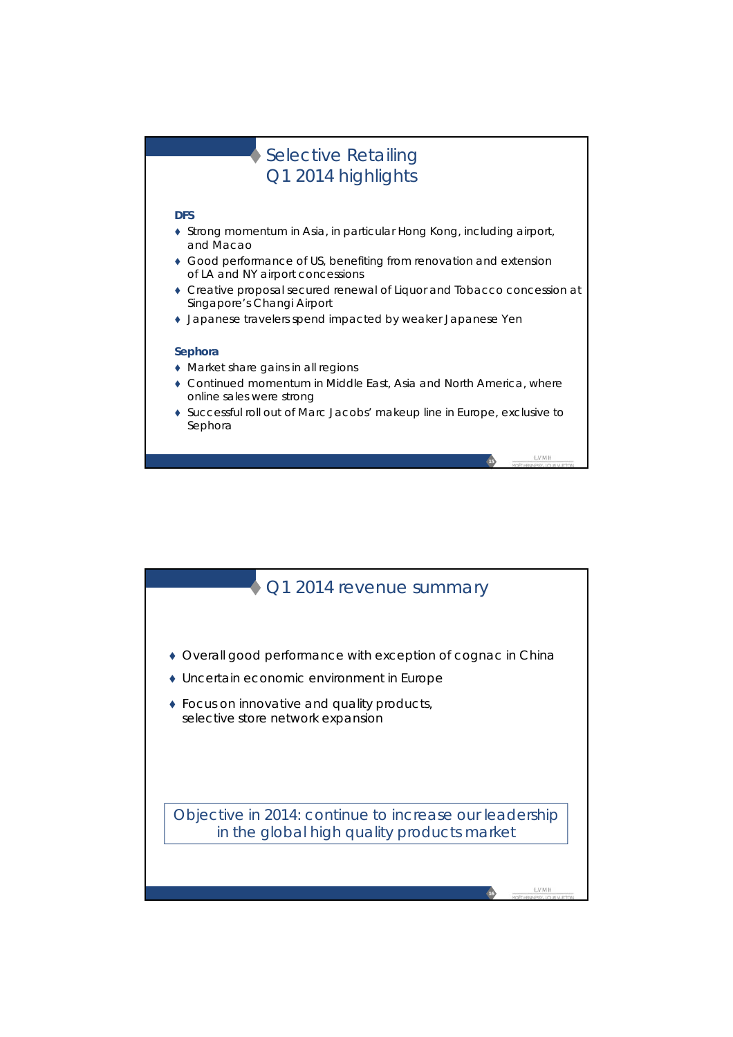## Selective Retailing
## Q1 2014 highlights

**DFS**

- Strong momentum in Asia, in particular Hong Kong, including airport, and Macao
- Good performance of US, benefiting from renovation and extension of LA and NY airport concessions
- Creative proposal secured renewal of Liquor and Tobacco concession at Singapore's Changi Airport
- Japanese travelers spend impacted by weaker Japanese Yen

**Sephora**

- Market share gains in all regions
- Continued momentum in Middle East, Asia and North America, where online sales were strong
- Successful roll out of Marc Jacobs' makeup line in Europe, exclusive to Sephora

## Q1 2014 revenue summary

- Overall good performance with exception of cognac in China
- Uncertain economic environment in Europe
- Focus on innovative and quality products, selective store network expansion

Objective in 2014: continue to increase our leadership in the global high quality products market